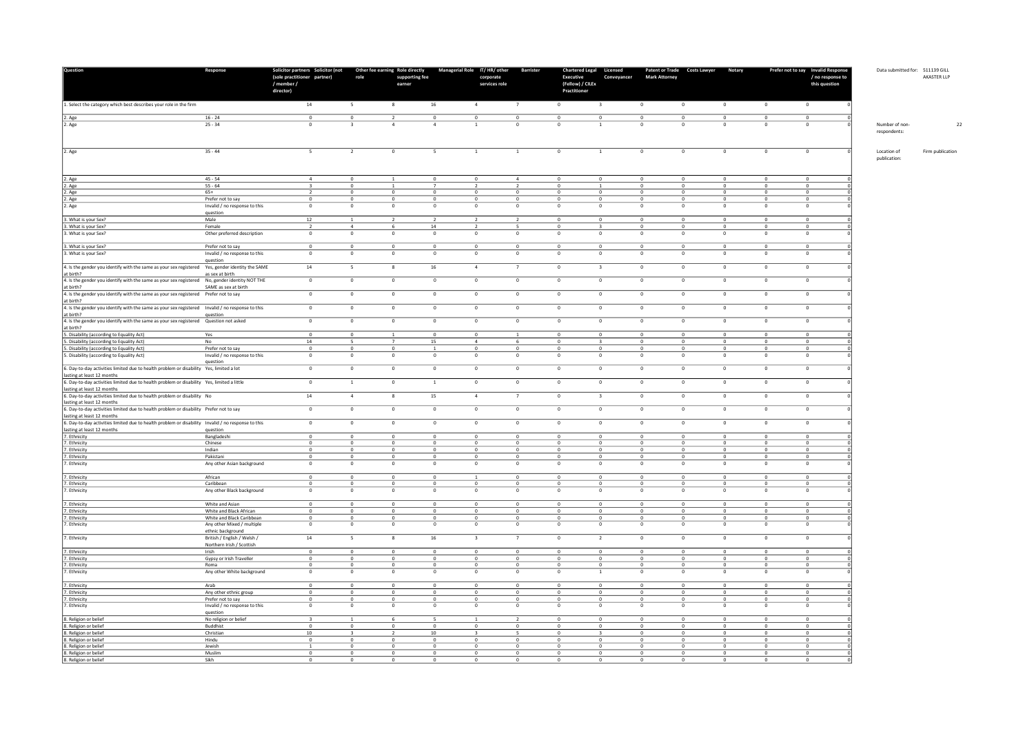Data submitted for: 511139 GILL AKASTER LLP

Number of non-respondents: 22

Location of publication: Firm publication

| Question | Response | Solicitor partners (sole practitioner / member / director) | Solicitor (not partner) | Other fee earning role | Role directly supporting fee earner | Managerial Role | IT/ HR/ other corporate services role | Barrister | Chartered Legal Executive (Fellow) / CILEx Practitioner | Licensed Conveyancer | Patent or Trade Mark Attorney | Costs Lawyer | Notary | Prefer not to say | Invalid Response / no response to this question |
|---|---|---|---|---|---|---|---|---|---|---|---|---|---|---|---|
| 1. Select the category which best describes your role in the firm | | 14 | 5 | 8 | 16 | 4 | 7 | 0 | 3 | 0 | 0 | 0 | 0 | 0 | 0 |
| 2. Age | 16 - 24 | 0 | 0 | 2 | 0 | 0 | 0 | 0 | 0 | 0 | 0 | 0 | 0 | 0 | 0 |
| 2. Age | 25 - 34 | 0 | 3 | 4 | 4 | 1 | 0 | 0 | 1 | 0 | 0 | 0 | 0 | 0 | 0 |
| 2. Age | 35 - 44 | 5 | 2 | 0 | 5 | 1 | 1 | 0 | 1 | 0 | 0 | 0 | 0 | 0 | 0 |
| 2. Age | 45 - 54 | 4 | 0 | 1 | 0 | 0 | 4 | 0 | 0 | 0 | 0 | 0 | 0 | 0 | 0 |
| 2. Age | 55 - 64 | 3 | 0 | 1 | 7 | 2 | 2 | 0 | 1 | 0 | 0 | 0 | 0 | 0 | 0 |
| 2. Age | 65+ | 2 | 0 | 0 | 0 | 0 | 0 | 0 | 0 | 0 | 0 | 0 | 0 | 0 | 0 |
| 2. Age | Prefer not to say | 0 | 0 | 0 | 0 | 0 | 0 | 0 | 0 | 0 | 0 | 0 | 0 | 0 | 0 |
| 2. Age | Invalid / no response to this question | 0 | 0 | 0 | 0 | 0 | 0 | 0 | 0 | 0 | 0 | 0 | 0 | 0 | 0 |
| 3. What is your Sex? | Male | 12 | 1 | 2 | 2 | 2 | 2 | 0 | 0 | 0 | 0 | 0 | 0 | 0 | 0 |
| 3. What is your Sex? | Female | 2 | 4 | 6 | 14 | 2 | 5 | 0 | 3 | 0 | 0 | 0 | 0 | 0 | 0 |
| 3. What is your Sex? | Other preferred description | 0 | 0 | 0 | 0 | 0 | 0 | 0 | 0 | 0 | 0 | 0 | 0 | 0 | 0 |
| 3. What is your Sex? | Prefer not to say | 0 | 0 | 0 | 0 | 0 | 0 | 0 | 0 | 0 | 0 | 0 | 0 | 0 | 0 |
| 3. What is your Sex? | Invalid / no response to this question | 0 | 0 | 0 | 0 | 0 | 0 | 0 | 0 | 0 | 0 | 0 | 0 | 0 | 0 |
| 4. Is the gender you identify with the same as your sex registered at birth? | Yes, gender identity the SAME as sex at birth | 14 | 5 | 8 | 16 | 4 | 7 | 0 | 3 | 0 | 0 | 0 | 0 | 0 | 0 |
| 4. Is the gender you identify with the same as your sex registered at birth? | No, gender identity NOT THE SAME as sex at birth | 0 | 0 | 0 | 0 | 0 | 0 | 0 | 0 | 0 | 0 | 0 | 0 | 0 | 0 |
| 4. Is the gender you identify with the same as your sex registered at birth? | Prefer not to say | 0 | 0 | 0 | 0 | 0 | 0 | 0 | 0 | 0 | 0 | 0 | 0 | 0 | 0 |
| 4. Is the gender you identify with the same as your sex registered at birth? | Invalid / no response to this question | 0 | 0 | 0 | 0 | 0 | 0 | 0 | 0 | 0 | 0 | 0 | 0 | 0 | 0 |
| 4. Is the gender you identify with the same as your sex registered at birth? | Question not asked | 0 | 0 | 0 | 0 | 0 | 0 | 0 | 0 | 0 | 0 | 0 | 0 | 0 | 0 |
| 5. Disability (according to Equality Act) | Yes | 0 | 0 | 1 | 0 | 0 | 1 | 0 | 0 | 0 | 0 | 0 | 0 | 0 | 0 |
| 5. Disability (according to Equality Act) | No | 14 | 5 | 7 | 15 | 4 | 6 | 0 | 3 | 0 | 0 | 0 | 0 | 0 | 0 |
| 5. Disability (according to Equality Act) | Prefer not to say | 0 | 0 | 0 | 1 | 0 | 0 | 0 | 0 | 0 | 0 | 0 | 0 | 0 | 0 |
| 5. Disability (according to Equality Act) | Invalid / no response to this question | 0 | 0 | 0 | 0 | 0 | 0 | 0 | 0 | 0 | 0 | 0 | 0 | 0 | 0 |
| 6. Day-to-day activities limited due to health problem or disability lasting at least 12 months | Yes, limited a lot | 0 | 0 | 0 | 0 | 0 | 0 | 0 | 0 | 0 | 0 | 0 | 0 | 0 | 0 |
| 6. Day-to-day activities limited due to health problem or disability lasting at least 12 months | Yes, limited a little | 0 | 1 | 0 | 1 | 0 | 0 | 0 | 0 | 0 | 0 | 0 | 0 | 0 | 0 |
| 6. Day-to-day activities limited due to health problem or disability lasting at least 12 months | No | 14 | 4 | 8 | 15 | 4 | 7 | 0 | 3 | 0 | 0 | 0 | 0 | 0 | 0 |
| 6. Day-to-day activities limited due to health problem or disability lasting at least 12 months | Prefer not to say | 0 | 0 | 0 | 0 | 0 | 0 | 0 | 0 | 0 | 0 | 0 | 0 | 0 | 0 |
| 6. Day-to-day activities limited due to health problem or disability lasting at least 12 months | Invalid / no response to this question | 0 | 0 | 0 | 0 | 0 | 0 | 0 | 0 | 0 | 0 | 0 | 0 | 0 | 0 |
| 7. Ethnicity | Bangladeshi | 0 | 0 | 0 | 0 | 0 | 0 | 0 | 0 | 0 | 0 | 0 | 0 | 0 | 0 |
| 7. Ethnicity | Chinese | 0 | 0 | 0 | 0 | 0 | 0 | 0 | 0 | 0 | 0 | 0 | 0 | 0 | 0 |
| 7. Ethnicity | Indian | 0 | 0 | 0 | 0 | 0 | 0 | 0 | 0 | 0 | 0 | 0 | 0 | 0 | 0 |
| 7. Ethnicity | Pakistani | 0 | 0 | 0 | 0 | 0 | 0 | 0 | 0 | 0 | 0 | 0 | 0 | 0 | 0 |
| 7. Ethnicity | Any other Asian background | 0 | 0 | 0 | 0 | 0 | 0 | 0 | 0 | 0 | 0 | 0 | 0 | 0 | 0 |
| 7. Ethnicity | African | 0 | 0 | 0 | 0 | 1 | 0 | 0 | 0 | 0 | 0 | 0 | 0 | 0 | 0 |
| 7. Ethnicity | Caribbean | 0 | 0 | 0 | 0 | 0 | 0 | 0 | 0 | 0 | 0 | 0 | 0 | 0 | 0 |
| 7. Ethnicity | Any other Black background | 0 | 0 | 0 | 0 | 0 | 0 | 0 | 0 | 0 | 0 | 0 | 0 | 0 | 0 |
| 7. Ethnicity | White and Asian | 0 | 0 | 0 | 0 | 0 | 0 | 0 | 0 | 0 | 0 | 0 | 0 | 0 | 0 |
| 7. Ethnicity | White and Black African | 0 | 0 | 0 | 0 | 0 | 0 | 0 | 0 | 0 | 0 | 0 | 0 | 0 | 0 |
| 7. Ethnicity | White and Black Caribbean | 0 | 0 | 0 | 0 | 0 | 0 | 0 | 0 | 0 | 0 | 0 | 0 | 0 | 0 |
| 7. Ethnicity | Any other Mixed / multiple ethnic background | 0 | 0 | 0 | 0 | 0 | 0 | 0 | 0 | 0 | 0 | 0 | 0 | 0 | 0 |
| 7. Ethnicity | British / English / Welsh / Northern Irish / Scottish | 14 | 5 | 8 | 16 | 3 | 7 | 0 | 2 | 0 | 0 | 0 | 0 | 0 | 0 |
| 7. Ethnicity | Irish | 0 | 0 | 0 | 0 | 0 | 0 | 0 | 0 | 0 | 0 | 0 | 0 | 0 | 0 |
| 7. Ethnicity | Gypsy or Irish Traveller | 0 | 0 | 0 | 0 | 0 | 0 | 0 | 0 | 0 | 0 | 0 | 0 | 0 | 0 |
| 7. Ethnicity | Roma | 0 | 0 | 0 | 0 | 0 | 0 | 0 | 0 | 0 | 0 | 0 | 0 | 0 | 0 |
| 7. Ethnicity | Any other White background | 0 | 0 | 0 | 0 | 0 | 0 | 0 | 1 | 0 | 0 | 0 | 0 | 0 | 0 |
| 7. Ethnicity | Arab | 0 | 0 | 0 | 0 | 0 | 0 | 0 | 0 | 0 | 0 | 0 | 0 | 0 | 0 |
| 7. Ethnicity | Any other ethnic group | 0 | 0 | 0 | 0 | 0 | 0 | 0 | 0 | 0 | 0 | 0 | 0 | 0 | 0 |
| 7. Ethnicity | Prefer not to say | 0 | 0 | 0 | 0 | 0 | 0 | 0 | 0 | 0 | 0 | 0 | 0 | 0 | 0 |
| 7. Ethnicity | Invalid / no response to this question | 0 | 0 | 0 | 0 | 0 | 0 | 0 | 0 | 0 | 0 | 0 | 0 | 0 | 0 |
| 8. Religion or belief | No religion or belief | 3 | 1 | 6 | 5 | 1 | 2 | 0 | 0 | 0 | 0 | 0 | 0 | 0 | 0 |
| 8. Religion or belief | Buddhist | 0 | 0 | 0 | 0 | 0 | 0 | 0 | 0 | 0 | 0 | 0 | 0 | 0 | 0 |
| 8. Religion or belief | Christian | 10 | 3 | 2 | 10 | 3 | 5 | 0 | 3 | 0 | 0 | 0 | 0 | 0 | 0 |
| 8. Religion or belief | Hindu | 0 | 0 | 0 | 0 | 0 | 0 | 0 | 0 | 0 | 0 | 0 | 0 | 0 | 0 |
| 8. Religion or belief | Jewish | 1 | 0 | 0 | 0 | 0 | 0 | 0 | 0 | 0 | 0 | 0 | 0 | 0 | 0 |
| 8. Religion or belief | Muslim | 0 | 0 | 0 | 0 | 0 | 0 | 0 | 0 | 0 | 0 | 0 | 0 | 0 | 0 |
| 8. Religion or belief | Sikh | 0 | 0 | 0 | 0 | 0 | 0 | 0 | 0 | 0 | 0 | 0 | 0 | 0 | 0 |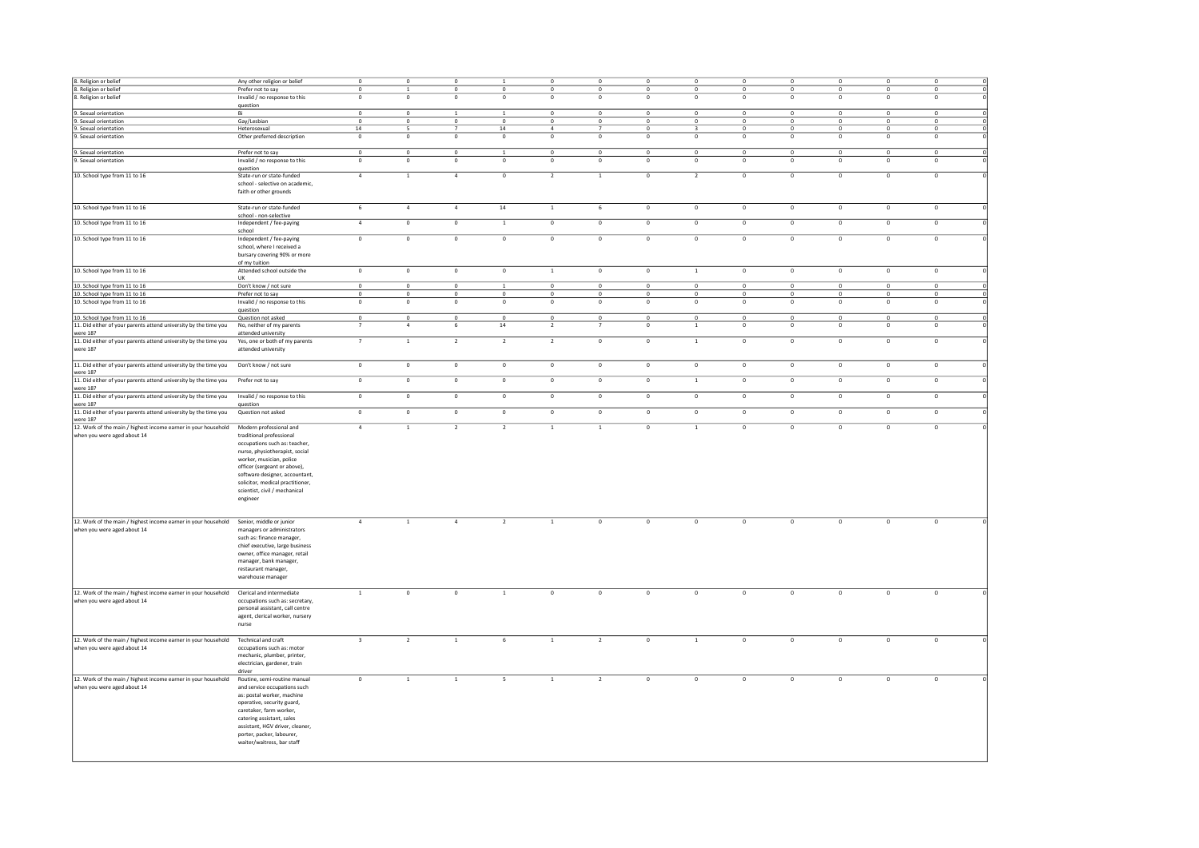| | | | | | | | | | | | | | | |
|---|---|---|---|---|---|---|---|---|---|---|---|---|---|---|
| 8. Religion or belief | Any other religion or belief | 0 | 0 | 0 | 1 | 0 | 0 | 0 | 0 | 0 | 0 | 0 | 0 | 0 | 0 |
| 8. Religion or belief | Prefer not to say | 0 | 1 | 0 | 0 | 0 | 0 | 0 | 0 | 0 | 0 | 0 | 0 | 0 | 0 |
| 8. Religion or belief | Invalid / no response to this question | 0 | 0 | 0 | 0 | 0 | 0 | 0 | 0 | 0 | 0 | 0 | 0 | 0 | 0 |
| 9. Sexual orientation | Bi | 0 | 0 | 1 | 1 | 0 | 0 | 0 | 0 | 0 | 0 | 0 | 0 | 0 | 0 |
| 9. Sexual orientation | Gay/Lesbian | 0 | 0 | 0 | 0 | 0 | 0 | 0 | 0 | 0 | 0 | 0 | 0 | 0 | 0 |
| 9. Sexual orientation | Heterosexual | 14 | 5 | 7 | 14 | 4 | 7 | 0 | 3 | 0 | 0 | 0 | 0 | 0 | 0 |
| 9. Sexual orientation | Other preferred description | 0 | 0 | 0 | 0 | 0 | 0 | 0 | 0 | 0 | 0 | 0 | 0 | 0 | 0 |
| 9. Sexual orientation | Prefer not to say | 0 | 0 | 0 | 1 | 0 | 0 | 0 | 0 | 0 | 0 | 0 | 0 | 0 | 0 |
| 9. Sexual orientation | Invalid / no response to this question | 0 | 0 | 0 | 0 | 0 | 0 | 0 | 0 | 0 | 0 | 0 | 0 | 0 | 0 |
| 10. School type from 11 to 16 | State-run or state-funded school - selective on academic, faith or other grounds | 4 | 1 | 4 | 0 | 2 | 1 | 0 | 2 | 0 | 0 | 0 | 0 | 0 | 0 |
| 10. School type from 11 to 16 | State-run or state-funded school - non-selective | 6 | 4 | 4 | 14 | 1 | 6 | 0 | 0 | 0 | 0 | 0 | 0 | 0 | 0 |
| 10. School type from 11 to 16 | Independent / fee-paying school | 4 | 0 | 0 | 1 | 0 | 0 | 0 | 0 | 0 | 0 | 0 | 0 | 0 | 0 |
| 10. School type from 11 to 16 | Independent / fee-paying school, where I received a bursary covering 90% or more of my tuition | 0 | 0 | 0 | 0 | 0 | 0 | 0 | 0 | 0 | 0 | 0 | 0 | 0 | 0 |
| 10. School type from 11 to 16 | Attended school outside the UK | 0 | 0 | 0 | 0 | 1 | 0 | 0 | 1 | 0 | 0 | 0 | 0 | 0 | 0 |
| 10. School type from 11 to 16 | Don't know / not sure | 0 | 0 | 0 | 1 | 0 | 0 | 0 | 0 | 0 | 0 | 0 | 0 | 0 | 0 |
| 10. School type from 11 to 16 | Prefer not to say | 0 | 0 | 0 | 0 | 0 | 0 | 0 | 0 | 0 | 0 | 0 | 0 | 0 | 0 |
| 10. School type from 11 to 16 | Invalid / no response to this question | 0 | 0 | 0 | 0 | 0 | 0 | 0 | 0 | 0 | 0 | 0 | 0 | 0 | 0 |
| 10. School type from 11 to 16 | Question not asked | 0 | 0 | 0 | 0 | 0 | 0 | 0 | 0 | 0 | 0 | 0 | 0 | 0 | 0 |
| 11. Did either of your parents attend university by the time you were 18? | No, neither of my parents attended university | 7 | 4 | 6 | 14 | 2 | 7 | 0 | 1 | 0 | 0 | 0 | 0 | 0 | 0 |
| 11. Did either of your parents attend university by the time you were 18? | Yes, one or both of my parents attended university | 7 | 1 | 2 | 2 | 2 | 0 | 0 | 1 | 0 | 0 | 0 | 0 | 0 | 0 |
| 11. Did either of your parents attend university by the time you were 18? | Don't know / not sure | 0 | 0 | 0 | 0 | 0 | 0 | 0 | 0 | 0 | 0 | 0 | 0 | 0 | 0 |
| 11. Did either of your parents attend university by the time you were 18? | Prefer not to say | 0 | 0 | 0 | 0 | 0 | 0 | 0 | 1 | 0 | 0 | 0 | 0 | 0 | 0 |
| 11. Did either of your parents attend university by the time you were 18? | Invalid / no response to this question | 0 | 0 | 0 | 0 | 0 | 0 | 0 | 0 | 0 | 0 | 0 | 0 | 0 | 0 |
| 11. Did either of your parents attend university by the time you were 18? | Question not asked | 0 | 0 | 0 | 0 | 0 | 0 | 0 | 0 | 0 | 0 | 0 | 0 | 0 | 0 |
| 12. Work of the main / highest income earner in your household when you were aged about 14 | Modern professional and traditional professional occupations such as: teacher, nurse, physiotherapist, social worker, musician, police officer (sergeant or above), software designer, accountant, solicitor, medical practitioner, scientist, civil / mechanical engineer | 4 | 1 | 2 | 2 | 1 | 1 | 0 | 1 | 0 | 0 | 0 | 0 | 0 | 0 |
| 12. Work of the main / highest income earner in your household when you were aged about 14 | Senior, middle or junior managers or administrators such as: finance manager, chief executive, large business owner, office manager, retail manager, bank manager, restaurant manager, warehouse manager | 4 | 1 | 4 | 2 | 1 | 0 | 0 | 0 | 0 | 0 | 0 | 0 | 0 | 0 |
| 12. Work of the main / highest income earner in your household when you were aged about 14 | Clerical and intermediate occupations such as: secretary, personal assistant, call centre agent, clerical worker, nursery nurse | 1 | 0 | 0 | 1 | 0 | 0 | 0 | 0 | 0 | 0 | 0 | 0 | 0 | 0 |
| 12. Work of the main / highest income earner in your household when you were aged about 14 | Technical and craft occupations such as: motor mechanic, plumber, printer, electrician, gardener, train driver | 3 | 2 | 1 | 6 | 1 | 2 | 0 | 1 | 0 | 0 | 0 | 0 | 0 | 0 |
| 12. Work of the main / highest income earner in your household when you were aged about 14 | Routine, semi-routine manual and service occupations such as: postal worker, machine operative, security guard, caretaker, farm worker, catering assistant, sales assistant, HGV driver, cleaner, porter, packer, labourer, waiter/waitress, bar staff | 0 | 1 | 1 | 5 | 1 | 2 | 0 | 0 | 0 | 0 | 0 | 0 | 0 | 0 |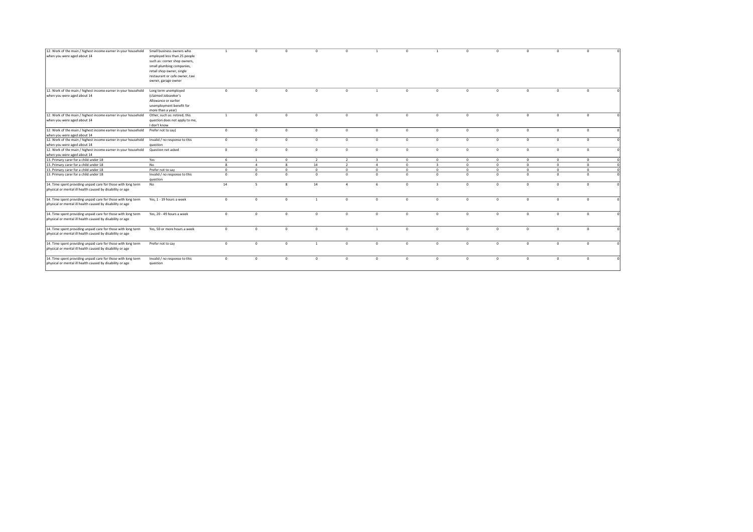| | | | | | | | | | | | | | | | |
|---|---|---|---|---|---|---|---|---|---|---|---|---|---|---|---|
| 12. Work of the main / highest income earner in your household when you were aged about 14 | Small business owners who employed less than 25 people such as: corner shop owners, small plumbing companies, retail shop owner, single restaurant or cafe owner, taxi owner, garage owner | 1 | 0 | 0 | 0 | 0 | 1 | 0 | 1 | 0 | 0 | 0 | 0 | 0 | 0 |
| 12. Work of the main / highest income earner in your household when you were aged about 14 | Long term unemployed (claimed Jobseeker's Allowance or earlier unemployment benefit for more than a year) | 0 | 0 | 0 | 0 | 0 | 1 | 0 | 0 | 0 | 0 | 0 | 0 | 0 | 0 |
| 12. Work of the main / highest income earner in your household when you were aged about 14 | Other, such as: retired, this question does not apply to me, I don't know | 1 | 0 | 0 | 0 | 0 | 0 | 0 | 0 | 0 | 0 | 0 | 0 | 0 | 0 |
| 12. Work of the main / highest income earner in your household when you were aged about 14 | Prefer not to say) | 0 | 0 | 0 | 0 | 0 | 0 | 0 | 0 | 0 | 0 | 0 | 0 | 0 | 0 |
| 12. Work of the main / highest income earner in your household when you were aged about 14 | Invalid / no response to this question | 0 | 0 | 0 | 0 | 0 | 0 | 0 | 0 | 0 | 0 | 0 | 0 | 0 | 0 |
| 12. Work of the main / highest income earner in your household when you were aged about 14 | Question not asked | 0 | 0 | 0 | 0 | 0 | 0 | 0 | 0 | 0 | 0 | 0 | 0 | 0 | 0 |
| 13. Primary carer for a child under 18 | Yes | 6 | 1 | 0 | 2 | 2 | 3 | 0 | 0 | 0 | 0 | 0 | 0 | 0 | 0 |
| 13. Primary carer for a child under 18 | No | 8 | 4 | 8 | 14 | 2 | 4 | 0 | 3 | 0 | 0 | 0 | 0 | 0 | 0 |
| 13. Primary carer for a child under 18 | Prefer not to say | 0 | 0 | 0 | 0 | 0 | 0 | 0 | 0 | 0 | 0 | 0 | 0 | 0 | 0 |
| 13. Primary carer for a child under 18 | Invalid / no response to this question | 0 | 0 | 0 | 0 | 0 | 0 | 0 | 0 | 0 | 0 | 0 | 0 | 0 | 0 |
| 14. Time spent providing unpaid care for those with long term physical or mental ill health caused by disability or age | No | 14 | 5 | 8 | 14 | 4 | 6 | 0 | 3 | 0 | 0 | 0 | 0 | 0 | 0 |
| 14. Time spent providing unpaid care for those with long term physical or mental ill health caused by disability or age | Yes, 1 - 19 hours a week | 0 | 0 | 0 | 1 | 0 | 0 | 0 | 0 | 0 | 0 | 0 | 0 | 0 | 0 |
| 14. Time spent providing unpaid care for those with long term physical or mental ill health caused by disability or age | Yes, 20 - 49 hours a week | 0 | 0 | 0 | 0 | 0 | 0 | 0 | 0 | 0 | 0 | 0 | 0 | 0 | 0 |
| 14. Time spent providing unpaid care for those with long term physical or mental ill health caused by disability or age | Yes, 50 or more hours a week | 0 | 0 | 0 | 0 | 0 | 1 | 0 | 0 | 0 | 0 | 0 | 0 | 0 | 0 |
| 14. Time spent providing unpaid care for those with long term physical or mental ill health caused by disability or age | Prefer not to say | 0 | 0 | 0 | 1 | 0 | 0 | 0 | 0 | 0 | 0 | 0 | 0 | 0 | 0 |
| 14. Time spent providing unpaid care for those with long term physical or mental ill health caused by disability or age | Invalid / no response to this question | 0 | 0 | 0 | 0 | 0 | 0 | 0 | 0 | 0 | 0 | 0 | 0 | 0 | 0 |